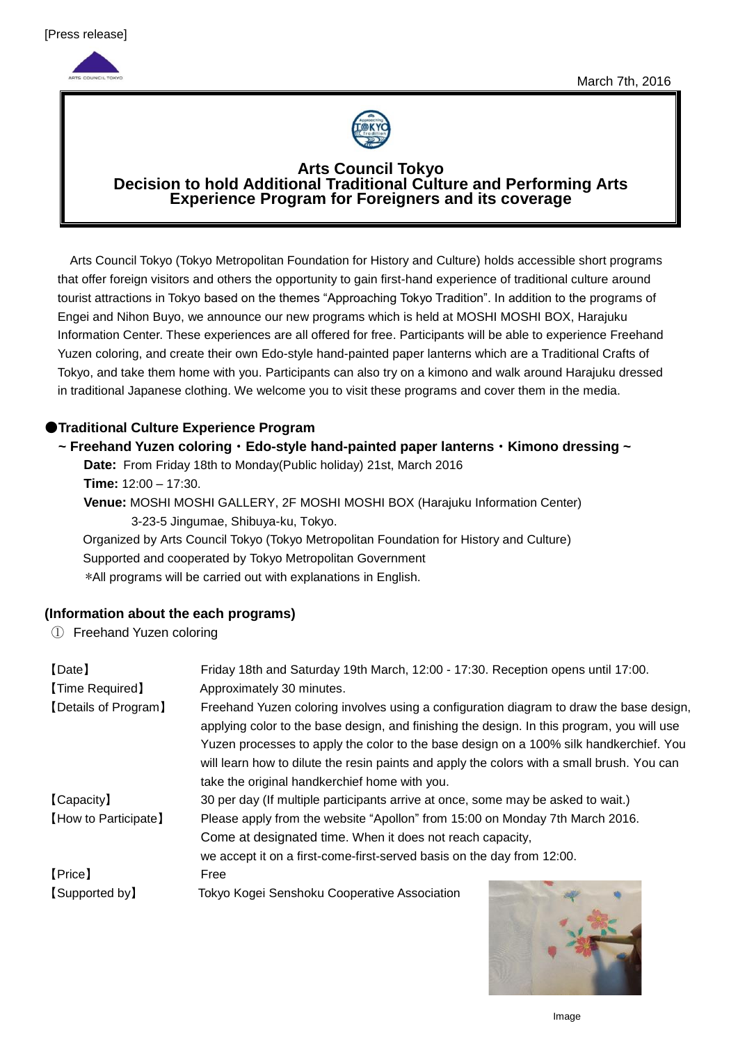[Press release]

March 7th, 2016

# Arts Council Tokyo
## Decision to hold Additional Traditional Culture and Performing Arts Experience Program for Foreigners and its coverage

Arts Council Tokyo (Tokyo Metropolitan Foundation for History and Culture) holds accessible short programs that offer foreign visitors and others the opportunity to gain first-hand experience of traditional culture around tourist attractions in Tokyo based on the themes "Approaching Tokyo Tradition". In addition to the programs of Engei and Nihon Buyo, we announce our new programs which is held at MOSHI MOSHI BOX, Harajuku Information Center. These experiences are all offered for free. Participants will be able to experience Freehand Yuzen coloring, and create their own Edo-style hand-painted paper lanterns which are a Traditional Crafts of Tokyo, and take them home with you. Participants can also try on a kimono and walk around Harajuku dressed in traditional Japanese clothing. We welcome you to visit these programs and cover them in the media.

### ●Traditional Culture Experience Program

**~ Freehand Yuzen coloring・Edo-style hand-painted paper lanterns・Kimono dressing ~**

**Date:** From Friday 18th to Monday(Public holiday) 21st, March 2016

**Time:** 12:00 – 17:30.

**Venue:** MOSHI MOSHI GALLERY, 2F MOSHI MOSHI BOX (Harajuku Information Center)
3-23-5 Jingumae, Shibuya-ku, Tokyo.

Organized by Arts Council Tokyo (Tokyo Metropolitan Foundation for History and Culture)

Supported and cooperated by Tokyo Metropolitan Government

*All programs will be carried out with explanations in English.

### (Information about the each programs)

① Freehand Yuzen coloring

【Date】 Friday 18th and Saturday 19th March, 12:00 - 17:30. Reception opens until 17:00.

【Time Required】 Approximately 30 minutes.

【Details of Program】 Freehand Yuzen coloring involves using a configuration diagram to draw the base design, applying color to the base design, and finishing the design. In this program, you will use Yuzen processes to apply the color to the base design on a 100% silk handkerchief. You will learn how to dilute the resin paints and apply the colors with a small brush. You can take the original handkerchief home with you.

【Capacity】 30 per day (If multiple participants arrive at once, some may be asked to wait.)

【How to Participate】 Please apply from the website "Apollon" from 15:00 on Monday 7th March 2016.
Come at designated time. When it does not reach capacity,
we accept it on a first-come-first-served basis on the day from 12:00.

【Price】 Free

【Supported by】 Tokyo Kogei Senshoku Cooperative Association

Image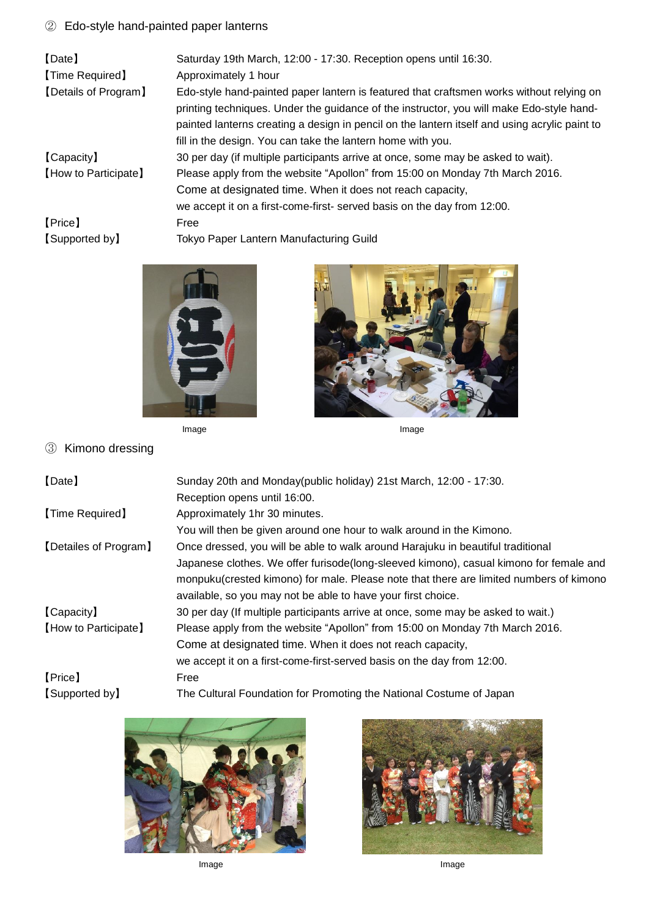## ② Edo-style hand-painted paper lanterns

| | |
|---|---|
| 【Date】 | Saturday 19th March, 12:00 - 17:30. Reception opens until 16:30. |
| 【Time Required】 | Approximately 1 hour |
| 【Details of Program】 | Edo-style hand-painted paper lantern is featured that craftsmen works without relying on printing techniques. Under the guidance of the instructor, you will make Edo-style hand-painted lanterns creating a design in pencil on the lantern itself and using acrylic paint to fill in the design. You can take the lantern home with you. |
| 【Capacity】 | 30 per day (if multiple participants arrive at once, some may be asked to wait). |
| 【How to Participate】 | Please apply from the website “Apollon” from 15:00 on Monday 7th March 2016. Come at designated time. When it does not reach capacity, we accept it on a first-come-first- served basis on the day from 12:00. |
| 【Price】 | Free |
| 【Supported by】 | Tokyo Paper Lantern Manufacturing Guild |

Image

Image

## ③ Kimono dressing

| | |
|---|---|
| 【Date】 | Sunday 20th and Monday(public holiday) 21st March, 12:00 - 17:30. Reception opens until 16:00. |
| 【Time Required】 | Approximately 1hr 30 minutes. You will then be given around one hour to walk around in the Kimono. |
| 【Detailes of Program】 | Once dressed, you will be able to walk around Harajuku in beautiful traditional Japanese clothes. We offer furisode(long-sleeved kimono), casual kimono for female and monpuku(crested kimono) for male. Please note that there are limited numbers of kimono available, so you may not be able to have your first choice. |
| 【Capacity】 | 30 per day (If multiple participants arrive at once, some may be asked to wait.) |
| 【How to Participate】 | Please apply from the website “Apollon” from 15:00 on Monday 7th March 2016. Come at designated time. When it does not reach capacity, we accept it on a first-come-first-served basis on the day from 12:00. |
| 【Price】 | Free |
| 【Supported by】 | The Cultural Foundation for Promoting the National Costume of Japan |

Image

Image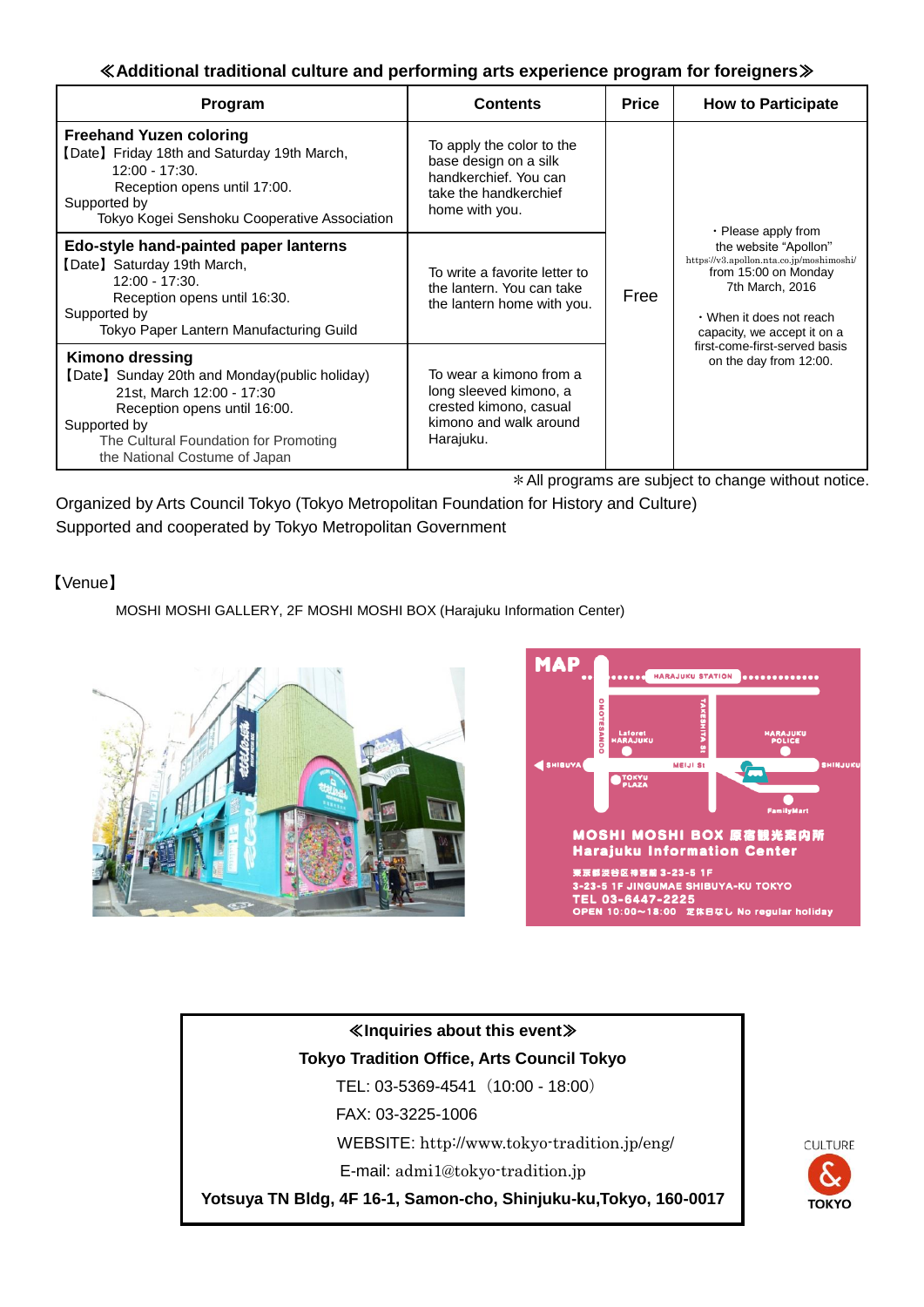## ≪Additional traditional culture and performing arts experience program for foreigners≫

| Program | Contents | Price | How to Participate |
|---|---|---|---|
| **Freehand Yuzen coloring**<br>【Date】Friday 18th and Saturday 19th March, 12:00 - 17:30.<br>Reception opens until 17:00.<br>Supported by<br>Tokyo Kogei Senshoku Cooperative Association | To apply the color to the base design on a silk handkerchief. You can take the handkerchief home with you. | Free | ・Please apply from the website "Apollon" https://v3.apollon.nta.co.jp/moshimoshi/ from 15:00 on Monday 7th March, 2016<br><br>・When it does not reach capacity, we accept it on a first-come-first-served basis on the day from 12:00. |
| **Edo-style hand-painted paper lanterns**<br>【Date】Saturday 19th March, 12:00 - 17:30.<br>Reception opens until 16:30.<br>Supported by<br>Tokyo Paper Lantern Manufacturing Guild | To write a favorite letter to the lantern. You can take the lantern home with you. | | |
| **Kimono dressing**<br>【Date】Sunday 20th and Monday(public holiday) 21st, March 12:00 - 17:30<br>Reception opens until 16:00.<br>Supported by<br>The Cultural Foundation for Promoting the National Costume of Japan | To wear a kimono from a long sleeved kimono, a crested kimono, casual kimono and walk around Harajuku. | | |

＊All programs are subject to change without notice.

Organized by Arts Council Tokyo (Tokyo Metropolitan Foundation for History and Culture)
Supported and cooperated by Tokyo Metropolitan Government

【Venue】

MOSHI MOSHI GALLERY, 2F MOSHI MOSHI BOX (Harajuku Information Center)

MAP

HARAJUKU STATION
OMOTESANDO
TAKESHITA St
Laforet HARAJUKU
HARAJUKU POLICE
SHIBUYA
MEIJI St
SHINJUKU
TOKYU PLAZA
FamilyMart

MOSHI MOSHI BOX 原宿観光案内所
Harajuku Information Center
東京都渋谷区神宮前 3-23-5 1F
3-23-5 1F JINGUMAE SHIBUYA-KU TOKYO
TEL 03-6447-2225
OPEN 10:00～18:00 定休日なし No regular holiday

**≪Inquiries about this event≫**

**Tokyo Tradition Office, Arts Council Tokyo**

TEL: 03-5369-4541（10:00 - 18:00）

FAX: 03-3225-1006

WEBSITE: http://www.tokyo-tradition.jp/eng/

E-mail: admi1@tokyo-tradition.jp

**Yotsuya TN Bldg, 4F 16-1, Samon-cho, Shinjuku-ku,Tokyo, 160-0017**

CULTURE & TOKYO